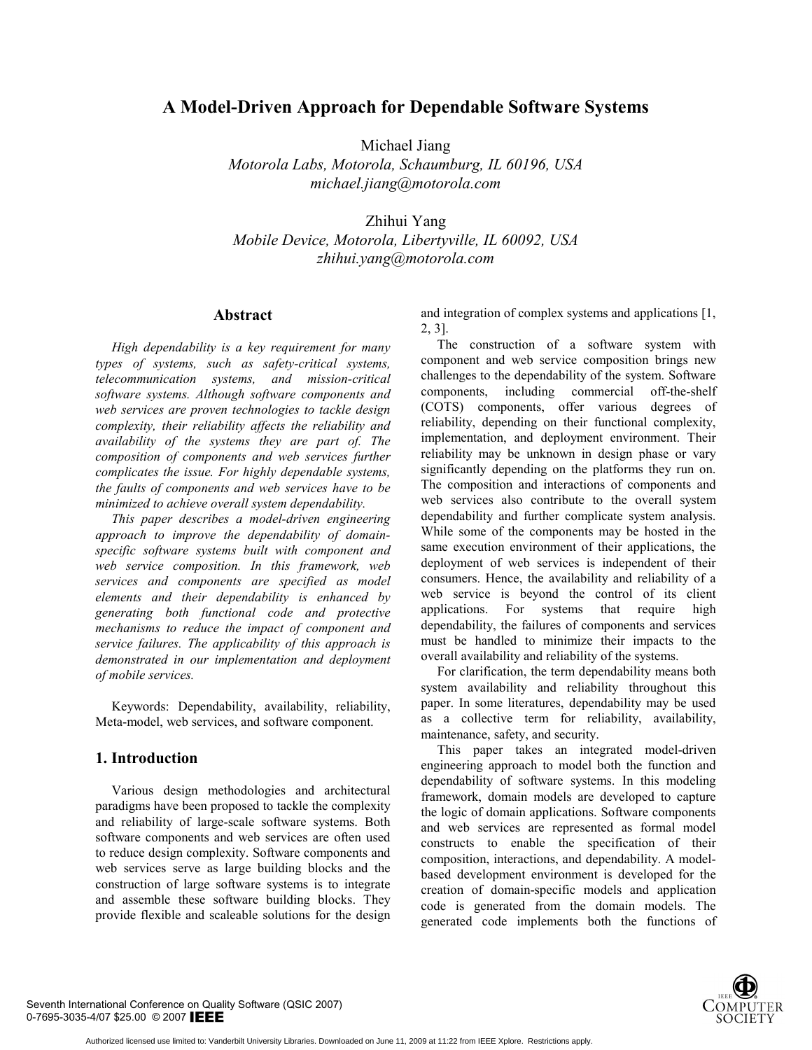# A Model-Driven Approach for Dependable Software Systems

Michael Jiang
*Motorola Labs, Motorola, Schaumburg, IL 60196, USA*
*michael.jiang@motorola.com*

Zhihui Yang
*Mobile Device, Motorola, Libertyville, IL 60092, USA*
*zhihui.yang@motorola.com*

## Abstract

*High dependability is a key requirement for many types of systems, such as safety-critical systems, telecommunication systems, and mission-critical software systems. Although software components and web services are proven technologies to tackle design complexity, their reliability affects the reliability and availability of the systems they are part of. The composition of components and web services further complicates the issue. For highly dependable systems, the faults of components and web services have to be minimized to achieve overall system dependability.*

*This paper describes a model-driven engineering approach to improve the dependability of domain-specific software systems built with component and web service composition. In this framework, web services and components are specified as model elements and their dependability is enhanced by generating both functional code and protective mechanisms to reduce the impact of component and service failures. The applicability of this approach is demonstrated in our implementation and deployment of mobile services.*

Keywords: Dependability, availability, reliability, Meta-model, web services, and software component.

## 1. Introduction

Various design methodologies and architectural paradigms have been proposed to tackle the complexity and reliability of large-scale software systems. Both software components and web services are often used to reduce design complexity. Software components and web services serve as large building blocks and the construction of large software systems is to integrate and assemble these software building blocks. They provide flexible and scaleable solutions for the design and integration of complex systems and applications [1, 2, 3].

The construction of a software system with component and web service composition brings new challenges to the dependability of the system. Software components, including commercial off-the-shelf (COTS) components, offer various degrees of reliability, depending on their functional complexity, implementation, and deployment environment. Their reliability may be unknown in design phase or vary significantly depending on the platforms they run on. The composition and interactions of components and web services also contribute to the overall system dependability and further complicate system analysis. While some of the components may be hosted in the same execution environment of their applications, the deployment of web services is independent of their consumers. Hence, the availability and reliability of a web service is beyond the control of its client applications. For systems that require high dependability, the failures of components and services must be handled to minimize their impacts to the overall availability and reliability of the systems.

For clarification, the term dependability means both system availability and reliability throughout this paper. In some literatures, dependability may be used as a collective term for reliability, availability, maintenance, safety, and security.

This paper takes an integrated model-driven engineering approach to model both the function and dependability of software systems. In this modeling framework, domain models are developed to capture the logic of domain applications. Software components and web services are represented as formal model constructs to enable the specification of their composition, interactions, and dependability. A model-based development environment is developed for the creation of domain-specific models and application code is generated from the domain models. The generated code implements both the functions of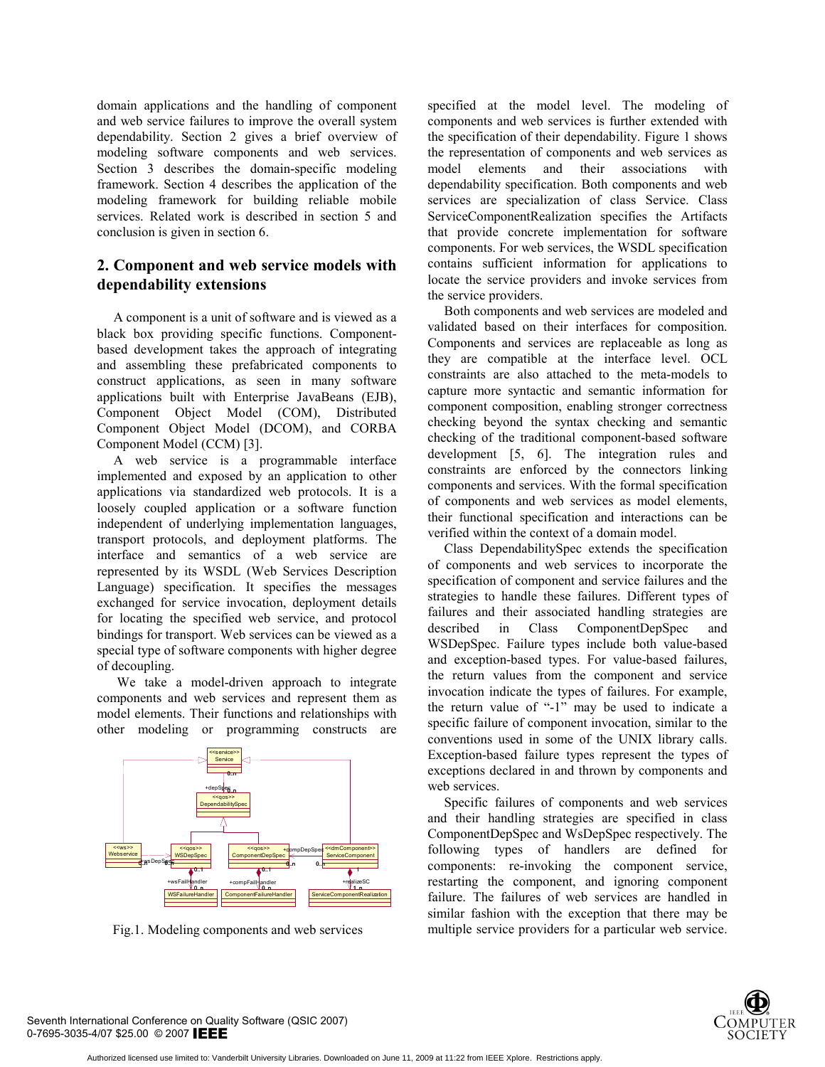domain applications and the handling of component and web service failures to improve the overall system dependability. Section 2 gives a brief overview of modeling software components and web services. Section 3 describes the domain-specific modeling framework. Section 4 describes the application of the modeling framework for building reliable mobile services. Related work is described in section 5 and conclusion is given in section 6.

## 2. Component and web service models with dependability extensions

A component is a unit of software and is viewed as a black box providing specific functions. Component-based development takes the approach of integrating and assembling these prefabricated components to construct applications, as seen in many software applications built with Enterprise JavaBeans (EJB), Component Object Model (COM), Distributed Component Object Model (DCOM), and CORBA Component Model (CCM) [3].

A web service is a programmable interface implemented and exposed by an application to other applications via standardized web protocols. It is a loosely coupled application or a software function independent of underlying implementation languages, transport protocols, and deployment platforms. The interface and semantics of a web service are represented by its WSDL (Web Services Description Language) specification. It specifies the messages exchanged for service invocation, deployment details for locating the specified web service, and protocol bindings for transport. Web services can be viewed as a special type of software components with higher degree of decoupling.

We take a model-driven approach to integrate components and web services and represent them as model elements. Their functions and relationships with other modeling or programming constructs are specified at the model level. The modeling of components and web services is further extended with the specification of their dependability. Figure 1 shows the representation of components and web services as model elements and their associations with dependability specification. Both components and web services are specialization of class Service. Class ServiceComponentRealization specifies the Artifacts that provide concrete implementation for software components. For web services, the WSDL specification contains sufficient information for applications to locate the service providers and invoke services from the service providers.

<<service>>
Service
+depSpec
<<qos>>
DependabilitySpec
<<ws>>
Webservice
+wsDepSpec
<<qos>>
WSDepSpec
<<qos>>
ComponentDepSpec
+compDepSpec
<<dmComponent>>
ServiceComponent
+wsFailHandler
+compFailHandler
+realizeSC
WSFailureHandler
ComponentFailureHandler
ServiceComponentRealization

Fig.1. Modeling components and web services

Both components and web services are modeled and validated based on their interfaces for composition. Components and services are replaceable as long as they are compatible at the interface level. OCL constraints are also attached to the meta-models to capture more syntactic and semantic information for component composition, enabling stronger correctness checking beyond the syntax checking and semantic checking of the traditional component-based software development [5, 6]. The integration rules and constraints are enforced by the connectors linking components and services. With the formal specification of components and web services as model elements, their functional specification and interactions can be verified within the context of a domain model.

Class DependabilitySpec extends the specification of components and web services to incorporate the specification of component and service failures and the strategies to handle these failures. Different types of failures and their associated handling strategies are described in Class ComponentDepSpec and WSDepSpec. Failure types include both value-based and exception-based types. For value-based failures, the return values from the component and service invocation indicate the types of failures. For example, the return value of "-1" may be used to indicate a specific failure of component invocation, similar to the conventions used in some of the UNIX library calls. Exception-based failure types represent the types of exceptions declared in and thrown by components and web services.

Specific failures of components and web services and their handling strategies are specified in class ComponentDepSpec and WsDepSpec respectively. The following types of handlers are defined for components: re-invoking the component service, restarting the component, and ignoring component failure. The failures of web services are handled in similar fashion with the exception that there may be multiple service providers for a particular web service.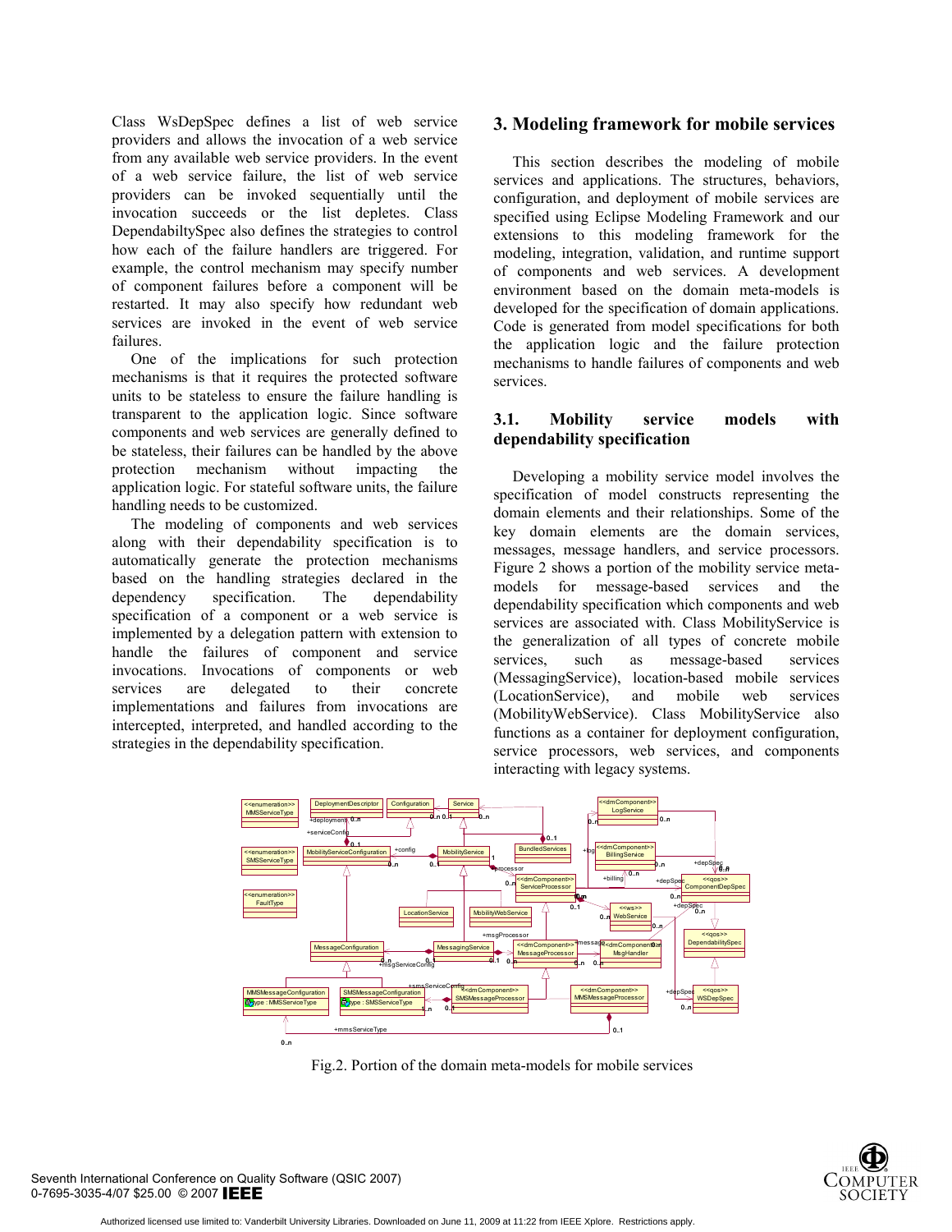Class WsDepSpec defines a list of web service providers and allows the invocation of a web service from any available web service providers. In the event of a web service failure, the list of web service providers can be invoked sequentially until the invocation succeeds or the list depletes. Class DependabiltySpec also defines the strategies to control how each of the failure handlers are triggered. For example, the control mechanism may specify number of component failures before a component will be restarted. It may also specify how redundant web services are invoked in the event of web service failures.

One of the implications for such protection mechanisms is that it requires the protected software units to be stateless to ensure the failure handling is transparent to the application logic. Since software components and web services are generally defined to be stateless, their failures can be handled by the above protection mechanism without impacting the application logic. For stateful software units, the failure handling needs to be customized.

The modeling of components and web services along with their dependability specification is to automatically generate the protection mechanisms based on the handling strategies declared in the dependency specification. The dependability specification of a component or a web service is implemented by a delegation pattern with extension to handle the failures of component and service invocations. Invocations of components or web services are delegated to their concrete implementations and failures from invocations are intercepted, interpreted, and handled according to the strategies in the dependability specification.

## 3. Modeling framework for mobile services

This section describes the modeling of mobile services and applications. The structures, behaviors, configuration, and deployment of mobile services are specified using Eclipse Modeling Framework and our extensions to this modeling framework for the modeling, integration, validation, and runtime support of components and web services. A development environment based on the domain meta-models is developed for the specification of domain applications. Code is generated from model specifications for both the application logic and the failure protection mechanisms to handle failures of components and web services.

### 3.1. Mobility service models with dependability specification

Developing a mobility service model involves the specification of model constructs representing the domain elements and their relationships. Some of the key domain elements are the domain services, messages, message handlers, and service processors. Figure 2 shows a portion of the mobility service meta-models for message-based services and the dependability specification which components and web services are associated with. Class MobilityService is the generalization of all types of concrete mobile services, such as message-based services (MessagingService), location-based mobile services (LocationService), and mobile web services (MobilityWebService). Class MobilityService also functions as a container for deployment configuration, service processors, web services, and components interacting with legacy systems.

Fig.2. Portion of the domain meta-models for mobile services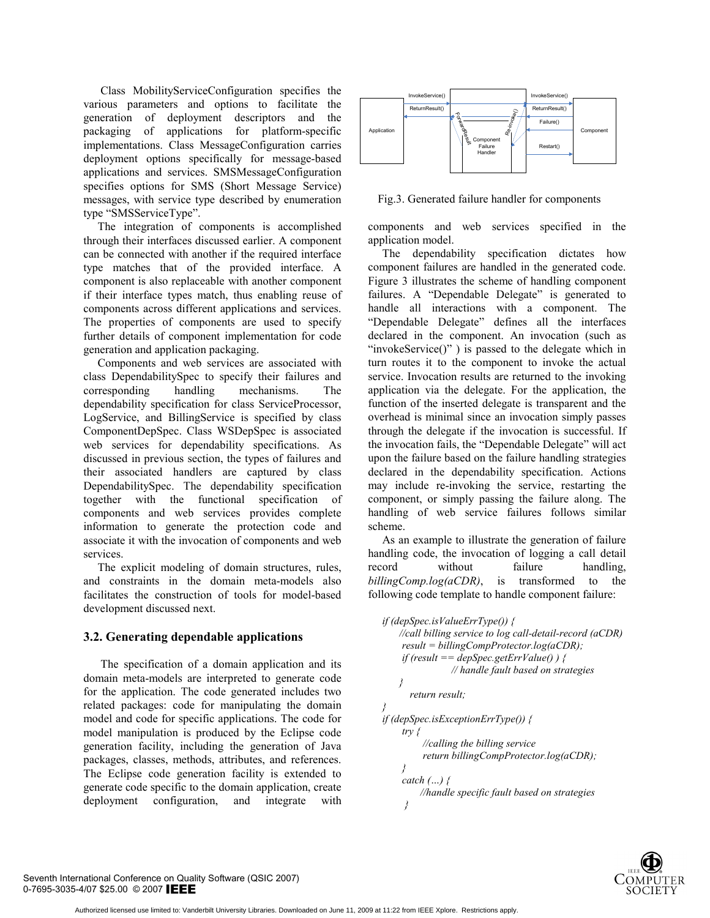Class MobilityServiceConfiguration specifies the various parameters and options to facilitate the generation of deployment descriptors and the packaging of applications for platform-specific implementations. Class MessageConfiguration carries deployment options specifically for message-based applications and services. SMSMessageConfiguration specifies options for SMS (Short Message Service) messages, with service type described by enumeration type "SMSServiceType".

The integration of components is accomplished through their interfaces discussed earlier. A component can be connected with another if the required interface type matches that of the provided interface. A component is also replaceable with another component if their interface types match, thus enabling reuse of components across different applications and services. The properties of components are used to specify further details of component implementation for code generation and application packaging.

Components and web services are associated with class DependabilitySpec to specify their failures and corresponding handling mechanisms. The dependability specification for class ServiceProcessor, LogService, and BillingService is specified by class ComponentDepSpec. Class WSDepSpec is associated web services for dependability specifications. As discussed in previous section, the types of failures and their associated handlers are captured by class DependabilitySpec. The dependability specification together with the functional specification of components and web services provides complete information to generate the protection code and associate it with the invocation of components and web services.

The explicit modeling of domain structures, rules, and constraints in the domain meta-models also facilitates the construction of tools for model-based development discussed next.

## 3.2. Generating dependable applications

The specification of a domain application and its domain meta-models are interpreted to generate code for the application. The code generated includes two related packages: code for manipulating the domain model and code for specific applications. The code for model manipulation is produced by the Eclipse code generation facility, including the generation of Java packages, classes, methods, attributes, and references. The Eclipse code generation facility is extended to generate code specific to the domain application, create deployment configuration, and integrate with components and web services specified in the application model.

InvokeService()
ReturnResult()
ForwardResult
Re-invoke()
InvokeService()
ReturnResult()
Failure()
Restart()
Application
Component Failure Handler
Component

Fig.3. Generated failure handler for components

The dependability specification dictates how component failures are handled in the generated code. Figure 3 illustrates the scheme of handling component failures. A "Dependable Delegate" is generated to handle all interactions with a component. The "Dependable Delegate" defines all the interfaces declared in the component. An invocation (such as "invokeService()" ) is passed to the delegate which in turn routes it to the component to invoke the actual service. Invocation results are returned to the invoking application via the delegate. For the application, the function of the inserted delegate is transparent and the overhead is minimal since an invocation simply passes through the delegate if the invocation is successful. If the invocation fails, the "Dependable Delegate" will act upon the failure based on the failure handling strategies declared in the dependability specification. Actions may include re-invoking the service, restarting the component, or simply passing the failure along. The handling of web service failures follows similar scheme.

As an example to illustrate the generation of failure handling code, the invocation of logging a call detail record without failure handling, *billingComp.log(aCDR)*, is transformed to the following code template to handle component failure:

```
if (depSpec.isValueErrType()) {
    //call billing service to log call-detail-record (aCDR)
    result = billingCompProtector.log(aCDR);
    if (result == depSpec.getErrValue() ) {
            // handle fault based on strategies
    }
    return result;
}
if (depSpec.isExceptionErrType()) {
    try {
        //calling the billing service
        return billingCompProtector.log(aCDR);
    }
    catch (…) {
        //handle specific fault based on strategies
    }
```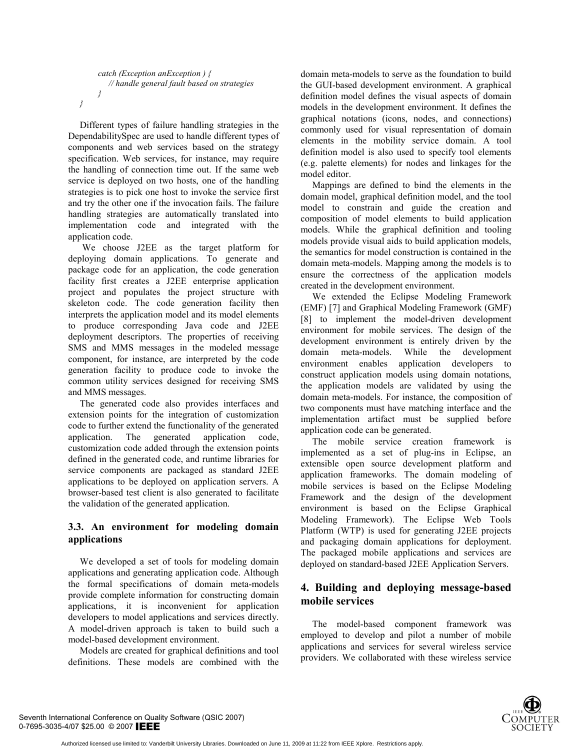```
        catch (Exception anException ) {
            // handle general fault based on strategies
        }
}
```

Different types of failure handling strategies in the DependabilitySpec are used to handle different types of components and web services based on the strategy specification. Web services, for instance, may require the handling of connection time out. If the same web service is deployed on two hosts, one of the handling strategies is to pick one host to invoke the service first and try the other one if the invocation fails. The failure handling strategies are automatically translated into implementation code and integrated with the application code.

We choose J2EE as the target platform for deploying domain applications. To generate and package code for an application, the code generation facility first creates a J2EE enterprise application project and populates the project structure with skeleton code. The code generation facility then interprets the application model and its model elements to produce corresponding Java code and J2EE deployment descriptors. The properties of receiving SMS and MMS messages in the modeled message component, for instance, are interpreted by the code generation facility to produce code to invoke the common utility services designed for receiving SMS and MMS messages.

The generated code also provides interfaces and extension points for the integration of customization code to further extend the functionality of the generated application. The generated application code, customization code added through the extension points defined in the generated code, and runtime libraries for service components are packaged as standard J2EE applications to be deployed on application servers. A browser-based test client is also generated to facilitate the validation of the generated application.

### 3.3. An environment for modeling domain applications

We developed a set of tools for modeling domain applications and generating application code. Although the formal specifications of domain meta-models provide complete information for constructing domain applications, it is inconvenient for application developers to model applications and services directly. A model-driven approach is taken to build such a model-based development environment.

Models are created for graphical definitions and tool definitions. These models are combined with the domain meta-models to serve as the foundation to build the GUI-based development environment. A graphical definition model defines the visual aspects of domain models in the development environment. It defines the graphical notations (icons, nodes, and connections) commonly used for visual representation of domain elements in the mobility service domain. A tool definition model is also used to specify tool elements (e.g. palette elements) for nodes and linkages for the model editor.

Mappings are defined to bind the elements in the domain model, graphical definition model, and the tool model to constrain and guide the creation and composition of model elements to build application models. While the graphical definition and tooling models provide visual aids to build application models, the semantics for model construction is contained in the domain meta-models. Mapping among the models is to ensure the correctness of the application models created in the development environment.

We extended the Eclipse Modeling Framework (EMF) [7] and Graphical Modeling Framework (GMF) [8] to implement the model-driven development environment for mobile services. The design of the development environment is entirely driven by the domain meta-models. While the development environment enables application developers to construct application models using domain notations, the application models are validated by using the domain meta-models. For instance, the composition of two components must have matching interface and the implementation artifact must be supplied before application code can be generated.

The mobile service creation framework is implemented as a set of plug-ins in Eclipse, an extensible open source development platform and application frameworks. The domain modeling of mobile services is based on the Eclipse Modeling Framework and the design of the development environment is based on the Eclipse Graphical Modeling Framework). The Eclipse Web Tools Platform (WTP) is used for generating J2EE projects and packaging domain applications for deployment. The packaged mobile applications and services are deployed on standard-based J2EE Application Servers.

## 4. Building and deploying message-based mobile services

The model-based component framework was employed to develop and pilot a number of mobile applications and services for several wireless service providers. We collaborated with these wireless service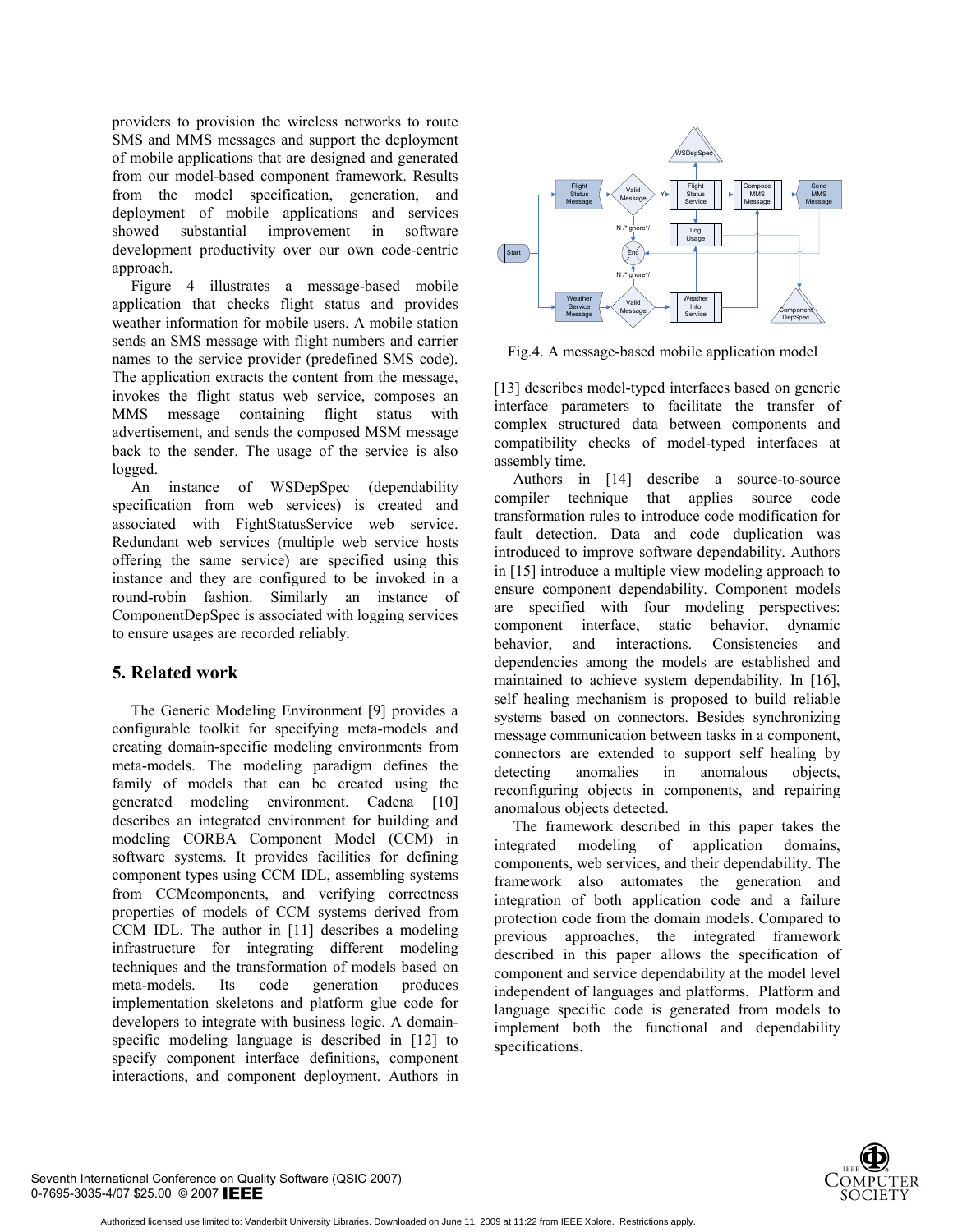providers to provision the wireless networks to route SMS and MMS messages and support the deployment of mobile applications that are designed and generated from our model-based component framework. Results from the model specification, generation, and deployment of mobile applications and services showed substantial improvement in software development productivity over our own code-centric approach.

Figure 4 illustrates a message-based mobile application that checks flight status and provides weather information for mobile users. A mobile station sends an SMS message with flight numbers and carrier names to the service provider (predefined SMS code). The application extracts the content from the message, invokes the flight status web service, composes an MMS message containing flight status with advertisement, and sends the composed MSM message back to the sender. The usage of the service is also logged.

An instance of WSDepSpec (dependability specification from web services) is created and associated with FightStatusService web service. Redundant web services (multiple web service hosts offering the same service) are specified using this instance and they are configured to be invoked in a round-robin fashion. Similarly an instance of ComponentDepSpec is associated with logging services to ensure usages are recorded reliably.

Fig.4. A message-based mobile application model

## 5. Related work

The Generic Modeling Environment [9] provides a configurable toolkit for specifying meta-models and creating domain-specific modeling environments from meta-models. The modeling paradigm defines the family of models that can be created using the generated modeling environment. Cadena [10] describes an integrated environment for building and modeling CORBA Component Model (CCM) in software systems. It provides facilities for defining component types using CCM IDL, assembling systems from CCMcomponents, and verifying correctness properties of models of CCM systems derived from CCM IDL. The author in [11] describes a modeling infrastructure for integrating different modeling techniques and the transformation of models based on meta-models. Its code generation produces implementation skeletons and platform glue code for developers to integrate with business logic. A domain-specific modeling language is described in [12] to specify component interface definitions, component interactions, and component deployment. Authors in [13] describes model-typed interfaces based on generic interface parameters to facilitate the transfer of complex structured data between components and compatibility checks of model-typed interfaces at assembly time.

Authors in [14] describe a source-to-source compiler technique that applies source code transformation rules to introduce code modification for fault detection. Data and code duplication was introduced to improve software dependability. Authors in [15] introduce a multiple view modeling approach to ensure component dependability. Component models are specified with four modeling perspectives: component interface, static behavior, dynamic behavior, and interactions. Consistencies and dependencies among the models are established and maintained to achieve system dependability. In [16], self healing mechanism is proposed to build reliable systems based on connectors. Besides synchronizing message communication between tasks in a component, connectors are extended to support self healing by detecting anomalies in anomalous objects, reconfiguring objects in components, and repairing anomalous objects detected.

The framework described in this paper takes the integrated modeling of application domains, components, web services, and their dependability. The framework also automates the generation and integration of both application code and a failure protection code from the domain models. Compared to previous approaches, the integrated framework described in this paper allows the specification of component and service dependability at the model level independent of languages and platforms. Platform and language specific code is generated from models to implement both the functional and dependability specifications.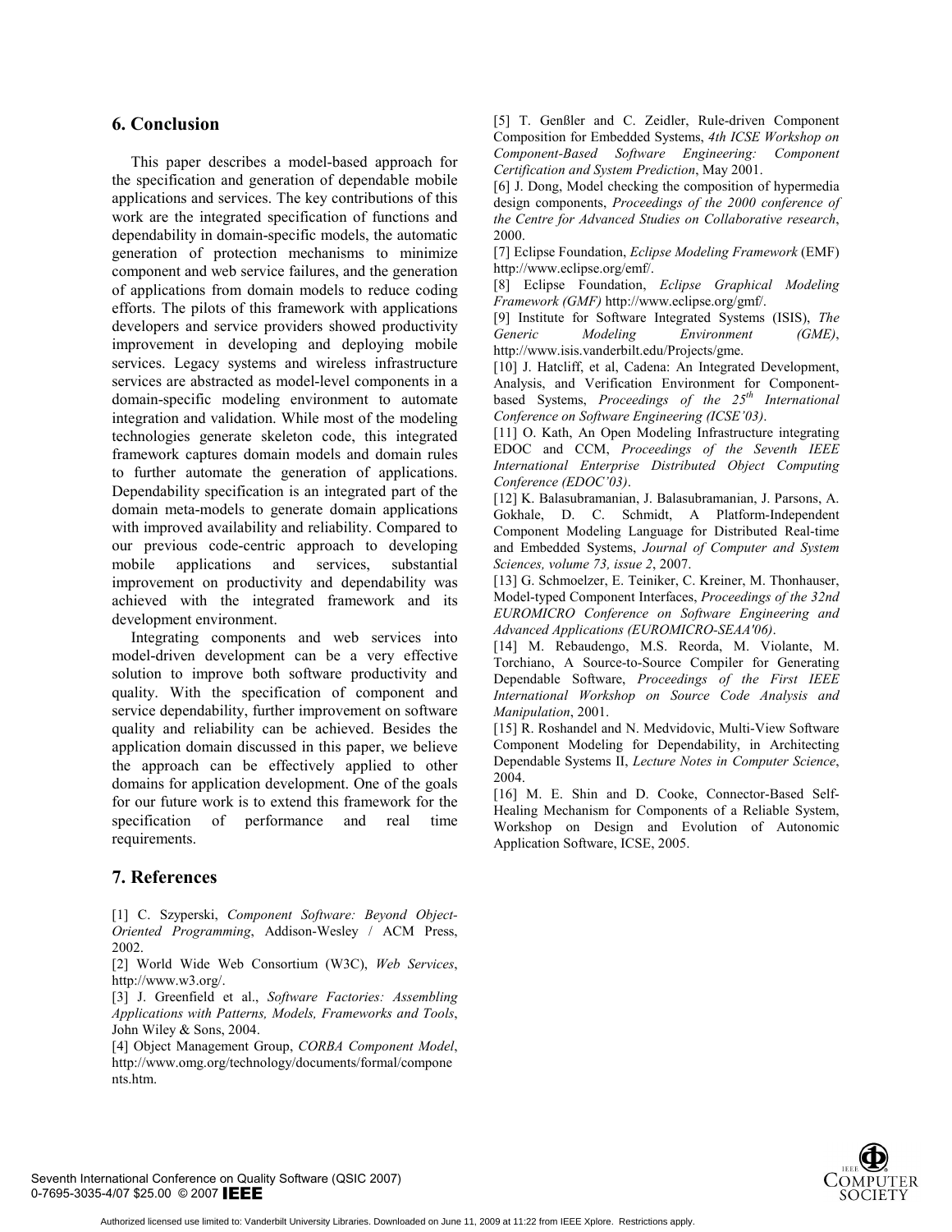## 6. Conclusion

This paper describes a model-based approach for the specification and generation of dependable mobile applications and services. The key contributions of this work are the integrated specification of functions and dependability in domain-specific models, the automatic generation of protection mechanisms to minimize component and web service failures, and the generation of applications from domain models to reduce coding efforts. The pilots of this framework with applications developers and service providers showed productivity improvement in developing and deploying mobile services. Legacy systems and wireless infrastructure services are abstracted as model-level components in a domain-specific modeling environment to automate integration and validation. While most of the modeling technologies generate skeleton code, this integrated framework captures domain models and domain rules to further automate the generation of applications. Dependability specification is an integrated part of the domain meta-models to generate domain applications with improved availability and reliability. Compared to our previous code-centric approach to developing mobile applications and services, substantial improvement on productivity and dependability was achieved with the integrated framework and its development environment.

Integrating components and web services into model-driven development can be a very effective solution to improve both software productivity and quality. With the specification of component and service dependability, further improvement on software quality and reliability can be achieved. Besides the application domain discussed in this paper, we believe the approach can be effectively applied to other domains for application development. One of the goals for our future work is to extend this framework for the specification of performance and real time requirements.

## 7. References

[1] C. Szyperski, *Component Software: Beyond Object-Oriented Programming*, Addison-Wesley / ACM Press, 2002.

[2] World Wide Web Consortium (W3C), *Web Services*, http://www.w3.org/.

[3] J. Greenfield et al., *Software Factories: Assembling Applications with Patterns, Models, Frameworks and Tools*, John Wiley & Sons, 2004.

[4] Object Management Group, *CORBA Component Model*, http://www.omg.org/technology/documents/formal/components.htm.

[5] T. Genßler and C. Zeidler, Rule-driven Component Composition for Embedded Systems, *4th ICSE Workshop on Component-Based Software Engineering: Component Certification and System Prediction*, May 2001.

[6] J. Dong, Model checking the composition of hypermedia design components, *Proceedings of the 2000 conference of the Centre for Advanced Studies on Collaborative research*, 2000.

[7] Eclipse Foundation, *Eclipse Modeling Framework* (EMF) http://www.eclipse.org/emf/.

[8] Eclipse Foundation, *Eclipse Graphical Modeling Framework (GMF)* http://www.eclipse.org/gmf/.

[9] Institute for Software Integrated Systems (ISIS), *The Generic Modeling Environment (GME)*, http://www.isis.vanderbilt.edu/Projects/gme.

[10] J. Hatcliff, et al, Cadena: An Integrated Development, Analysis, and Verification Environment for Component-based Systems, *Proceedings of the 25th International Conference on Software Engineering (ICSE'03)*.

[11] O. Kath, An Open Modeling Infrastructure integrating EDOC and CCM, *Proceedings of the Seventh IEEE International Enterprise Distributed Object Computing Conference (EDOC'03)*.

[12] K. Balasubramanian, J. Balasubramanian, J. Parsons, A. Gokhale, D. C. Schmidt, A Platform-Independent Component Modeling Language for Distributed Real-time and Embedded Systems, *Journal of Computer and System Sciences, volume 73, issue 2*, 2007.

[13] G. Schmoelzer, E. Teiniker, C. Kreiner, M. Thonhauser, Model-typed Component Interfaces, *Proceedings of the 32nd EUROMICRO Conference on Software Engineering and Advanced Applications (EUROMICRO-SEAA'06)*.

[14] M. Rebaudengo, M.S. Reorda, M. Violante, M. Torchiano, A Source-to-Source Compiler for Generating Dependable Software, *Proceedings of the First IEEE International Workshop on Source Code Analysis and Manipulation*, 2001.

[15] R. Roshandel and N. Medvidovic, Multi-View Software Component Modeling for Dependability, in Architecting Dependable Systems II, *Lecture Notes in Computer Science*, 2004.

[16] M. E. Shin and D. Cooke, Connector-Based Self-Healing Mechanism for Components of a Reliable System, Workshop on Design and Evolution of Autonomic Application Software, ICSE, 2005.